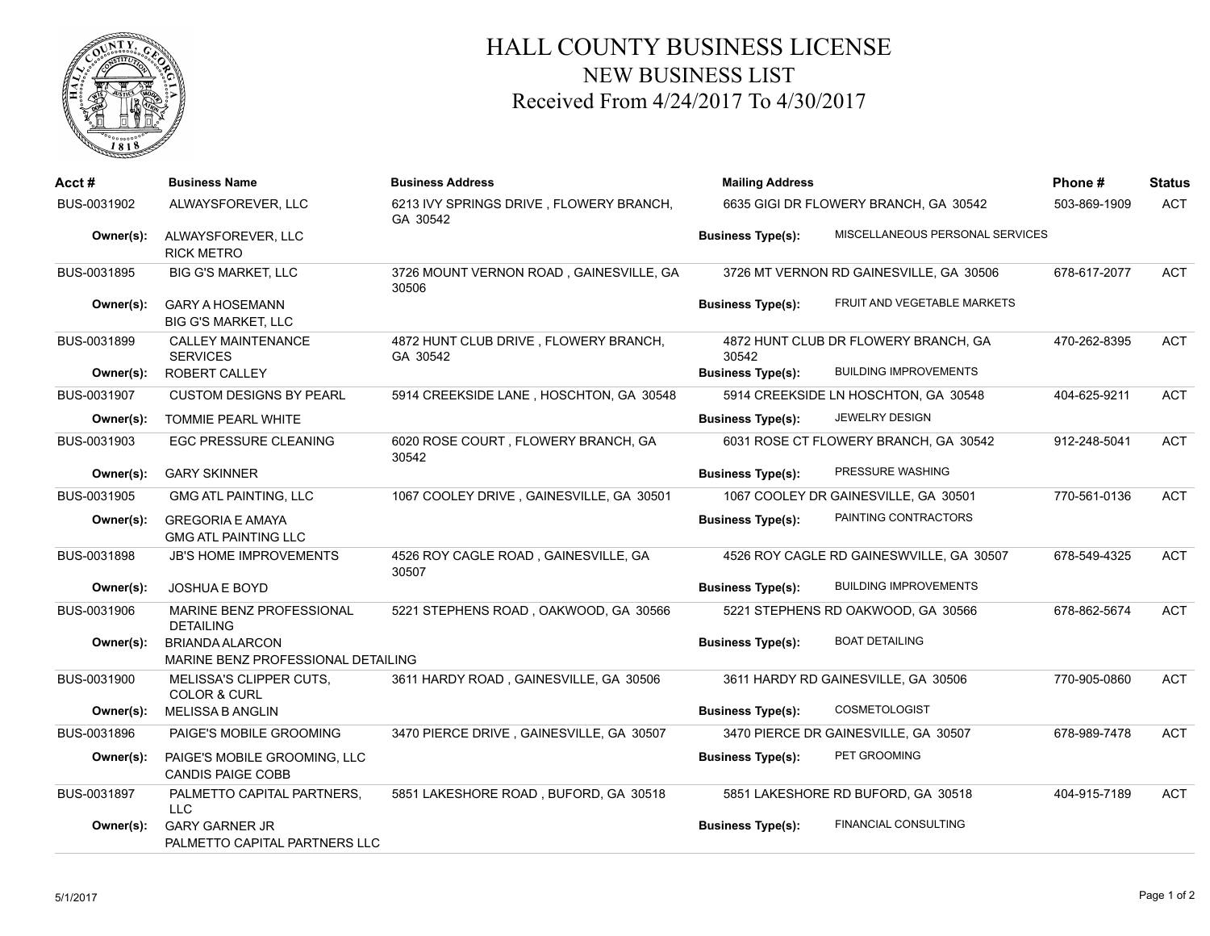# HALL COUNTY BUSINESS LICENSE

## NEW BUSINESS LIST

### Received From 4/24/2017 To 4/30/2017

| Acct # | Business Name | Business Address | Mailing Address | Phone # | Status |
|---|---|---|---|---|---|
| BUS-0031902 | ALWAYSFOREVER, LLC | 6213 IVY SPRINGS DRIVE , FLOWERY BRANCH, GA 30542 | 6635 GIGI DR FLOWERY BRANCH, GA 30542 | 503-869-1909 | ACT |
| Owner(s): | ALWAYSFOREVER, LLC<br>RICK METRO | | Business Type(s): MISCELLANEOUS PERSONAL SERVICES | | |
| BUS-0031895 | BIG G'S MARKET, LLC | 3726 MOUNT VERNON ROAD , GAINESVILLE, GA 30506 | 3726 MT VERNON RD GAINESVILLE, GA 30506 | 678-617-2077 | ACT |
| Owner(s): | GARY A HOSEMANN<br>BIG G'S MARKET, LLC | | Business Type(s): FRUIT AND VEGETABLE MARKETS | | |
| BUS-0031899 | CALLEY MAINTENANCE SERVICES | 4872 HUNT CLUB DRIVE , FLOWERY BRANCH, GA 30542 | 4872 HUNT CLUB DR FLOWERY BRANCH, GA 30542 | 470-262-8395 | ACT |
| Owner(s): | ROBERT CALLEY | | Business Type(s): BUILDING IMPROVEMENTS | | |
| BUS-0031907 | CUSTOM DESIGNS BY PEARL | 5914 CREEKSIDE LANE , HOSCHTON, GA 30548 | 5914 CREEKSIDE LN HOSCHTON, GA 30548 | 404-625-9211 | ACT |
| Owner(s): | TOMMIE PEARL WHITE | | Business Type(s): JEWELRY DESIGN | | |
| BUS-0031903 | EGC PRESSURE CLEANING | 6020 ROSE COURT , FLOWERY BRANCH, GA 30542 | 6031 ROSE CT FLOWERY BRANCH, GA 30542 | 912-248-5041 | ACT |
| Owner(s): | GARY SKINNER | | Business Type(s): PRESSURE WASHING | | |
| BUS-0031905 | GMG ATL PAINTING, LLC | 1067 COOLEY DRIVE , GAINESVILLE, GA 30501 | 1067 COOLEY DR GAINESVILLE, GA 30501 | 770-561-0136 | ACT |
| Owner(s): | GREGORIA E AMAYA<br>GMG ATL PAINTING LLC | | Business Type(s): PAINTING CONTRACTORS | | |
| BUS-0031898 | JB'S HOME IMPROVEMENTS | 4526 ROY CAGLE ROAD , GAINESVILLE, GA 30507 | 4526 ROY CAGLE RD GAINESWVILLE, GA 30507 | 678-549-4325 | ACT |
| Owner(s): | JOSHUA E BOYD | | Business Type(s): BUILDING IMPROVEMENTS | | |
| BUS-0031906 | MARINE BENZ PROFESSIONAL DETAILING | 5221 STEPHENS ROAD , OAKWOOD, GA 30566 | 5221 STEPHENS RD OAKWOOD, GA 30566 | 678-862-5674 | ACT |
| Owner(s): | BRIANDA ALARCON<br>MARINE BENZ PROFESSIONAL DETAILING | | Business Type(s): BOAT DETAILING | | |
| BUS-0031900 | MELISSA'S CLIPPER CUTS, COLOR & CURL | 3611 HARDY ROAD , GAINESVILLE, GA 30506 | 3611 HARDY RD GAINESVILLE, GA 30506 | 770-905-0860 | ACT |
| Owner(s): | MELISSA B ANGLIN | | Business Type(s): COSMETOLOGIST | | |
| BUS-0031896 | PAIGE'S MOBILE GROOMING | 3470 PIERCE DRIVE , GAINESVILLE, GA 30507 | 3470 PIERCE DR GAINESVILLE, GA 30507 | 678-989-7478 | ACT |
| Owner(s): | PAIGE'S MOBILE GROOMING, LLC<br>CANDIS PAIGE COBB | | Business Type(s): PET GROOMING | | |
| BUS-0031897 | PALMETTO CAPITAL PARTNERS, LLC | 5851 LAKESHORE ROAD , BUFORD, GA 30518 | 5851 LAKESHORE RD BUFORD, GA 30518 | 404-915-7189 | ACT |
| Owner(s): | GARY GARNER JR<br>PALMETTO CAPITAL PARTNERS LLC | | Business Type(s): FINANCIAL CONSULTING | | |

5/1/2017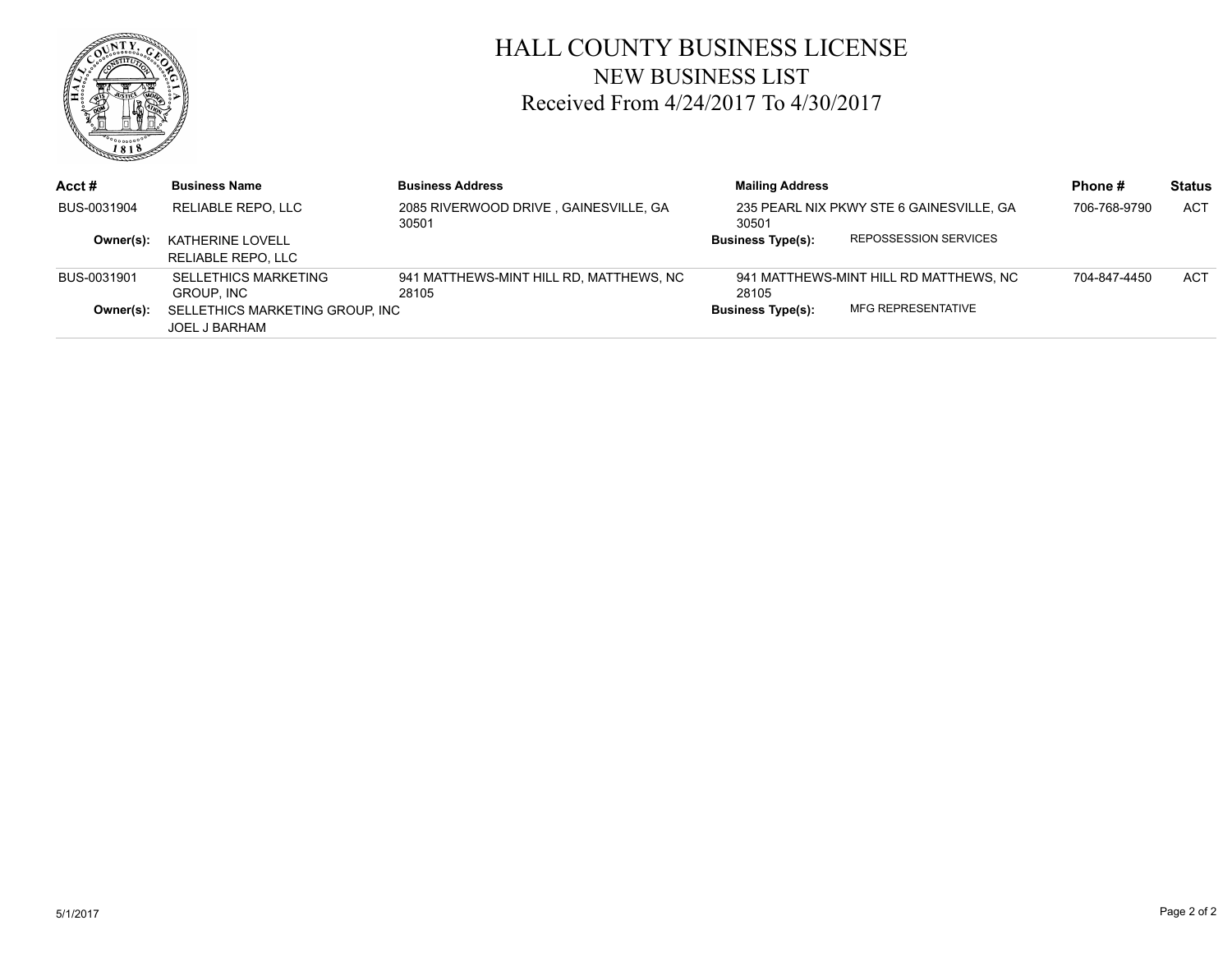# HALL COUNTY BUSINESS LICENSE
## NEW BUSINESS LIST
## Received From 4/24/2017 To 4/30/2017

| Acct # | Business Name | Business Address | Mailing Address | | Phone # | Status |
|---|---|---|---|---|---|---|
| BUS-0031904 | RELIABLE REPO, LLC | 2085 RIVERWOOD DRIVE , GAINESVILLE, GA 30501 | 235 PEARL NIX PKWY STE 6 GAINESVILLE, GA 30501 | | 706-768-9790 | ACT |
| **Owner(s):** | KATHERINE LOVELL<br>RELIABLE REPO, LLC | | **Business Type(s):** | REPOSSESSION SERVICES | | |
| BUS-0031901 | SELLETHICS MARKETING GROUP, INC | 941 MATTHEWS-MINT HILL RD, MATTHEWS, NC 28105 | 941 MATTHEWS-MINT HILL RD MATTHEWS, NC 28105 | | 704-847-4450 | ACT |
| **Owner(s):** | SELLETHICS MARKETING GROUP, INC<br>JOEL J BARHAM | | **Business Type(s):** | MFG REPRESENTATIVE | | |

5/1/2017